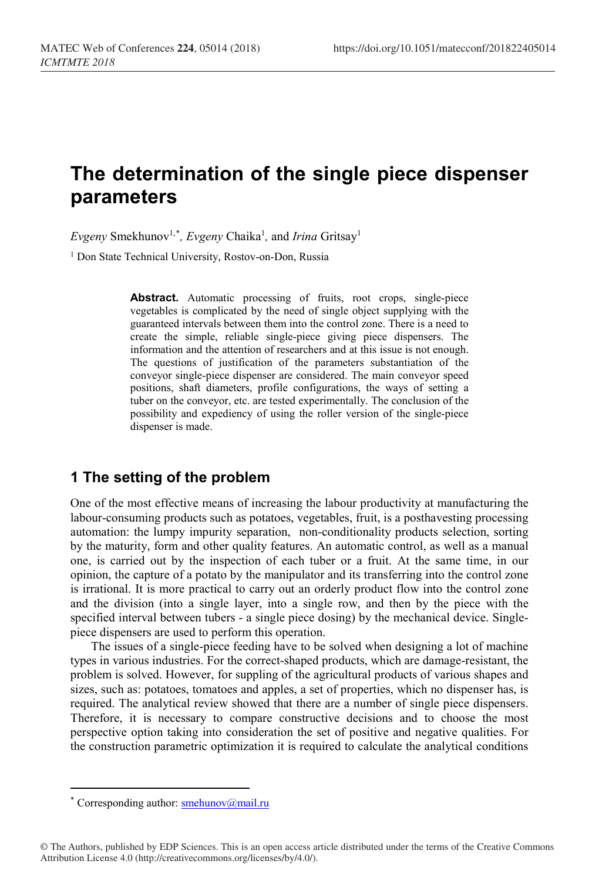# The determination of the single piece dispenser parameters

*Evgeny* Smekhunov[1,*], *Evgeny* Chaika[1], and *Irina* Gritsay[1]

[1] Don State Technical University, Rostov-on-Don, Russia

> **Abstract.** Automatic processing of fruits, root crops, single-piece vegetables is complicated by the need of single object supplying with the guaranteed intervals between them into the control zone. There is a need to create the simple, reliable single-piece giving piece dispensers. The information and the attention of researchers and at this issue is not enough. The questions of justification of the parameters substantiation of the conveyor single-piece dispenser are considered. The main conveyor speed positions, shaft diameters, profile configurations, the ways of setting a tuber on the conveyor, etc. are tested experimentally. The conclusion of the possibility and expediency of using the roller version of the single-piece dispenser is made.

## 1 The setting of the problem

One of the most effective means of increasing the labour productivity at manufacturing the labour-consuming products such as potatoes, vegetables, fruit, is a posthavesting processing automation: the lumpy impurity separation, non-conditionality products selection, sorting by the maturity, form and other quality features. An automatic control, as well as a manual one, is carried out by the inspection of each tuber or a fruit. At the same time, in our opinion, the capture of a potato by the manipulator and its transferring into the control zone is irrational. It is more practical to carry out an orderly product flow into the control zone and the division (into a single layer, into a single row, and then by the piece with the specified interval between tubers - a single piece dosing) by the mechanical device. Single-piece dispensers are used to perform this operation.

The issues of a single-piece feeding have to be solved when designing a lot of machine types in various industries. For the correct-shaped products, which are damage-resistant, the problem is solved. However, for suppling of the agricultural products of various shapes and sizes, such as: potatoes, tomatoes and apples, a set of properties, which no dispenser has, is required. The analytical review showed that there are a number of single piece dispensers. Therefore, it is necessary to compare constructive decisions and to choose the most perspective option taking into consideration the set of positive and negative qualities. For the construction parametric optimization it is required to calculate the analytical conditions

---

* Corresponding author: smehunov@mail.ru

© The Authors, published by EDP Sciences. This is an open access article distributed under the terms of the Creative Commons Attribution License 4.0 (http://creativecommons.org/licenses/by/4.0/).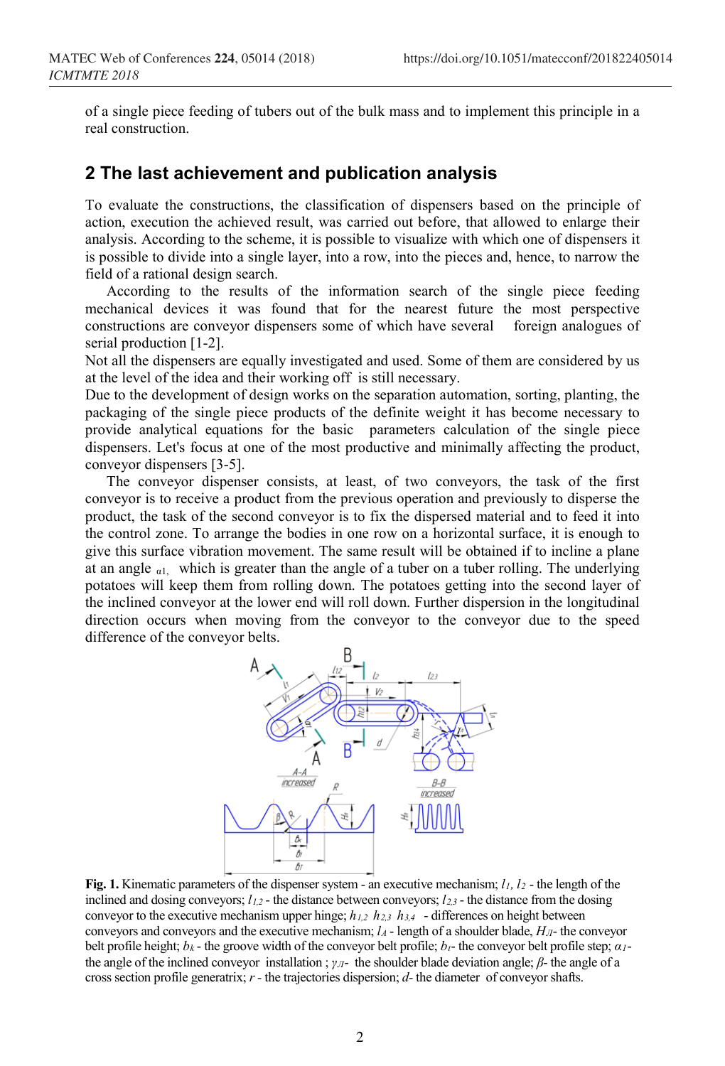of a single piece feeding of tubers out of the bulk mass and to implement this principle in a real construction.

## 2 The last achievement and publication analysis

To evaluate the constructions, the classification of dispensers based on the principle of action, execution the achieved result, was carried out before, that allowed to enlarge their analysis. According to the scheme, it is possible to visualize with which one of dispensers it is possible to divide into a single layer, into a row, into the pieces and, hence, to narrow the field of a rational design search.

According to the results of the information search of the single piece feeding mechanical devices it was found that for the nearest future the most perspective constructions are conveyor dispensers some of which have several foreign analogues of serial production [1-2].

Not all the dispensers are equally investigated and used. Some of them are considered by us at the level of the idea and their working off is still necessary.

Due to the development of design works on the separation automation, sorting, planting, the packaging of the single piece products of the definite weight it has become necessary to provide analytical equations for the basic parameters calculation of the single piece dispensers. Let's focus at one of the most productive and minimally affecting the product, conveyor dispensers [3-5].

The conveyor dispenser consists, at least, of two conveyors, the task of the first conveyor is to receive a product from the previous operation and previously to disperse the product, the task of the second conveyor is to fix the dispersed material and to feed it into the control zone. To arrange the bodies in one row on a horizontal surface, it is enough to give this surface vibration movement. The same result will be obtained if to incline a plane at an angle $\alpha_1$, which is greater than the angle of a tuber on a tuber rolling. The underlying potatoes will keep them from rolling down. The potatoes getting into the second layer of the inclined conveyor at the lower end will roll down. Further dispersion in the longitudinal direction occurs when moving from the conveyor to the conveyor due to the speed difference of the conveyor belts.

**Fig. 1.** Kinematic parameters of the dispenser system - an executive mechanism; $l_1$, $l_2$ - the length of the inclined and dosing conveyors; $l_{1,2}$ - the distance between conveyors; $l_{2,3}$ - the distance from the dosing conveyor to the executive mechanism upper hinge; $h_{1,2}$ $h_{2,3}$ $h_{3,4}$ - differences on height between conveyors and conveyors and the executive mechanism; $l_Л$ - length of a shoulder blade, $H_Л$- the conveyor belt profile height; $b_k$ - the groove width of the conveyor belt profile; $b_t$- the conveyor belt profile step; $\alpha_1$- the angle of the inclined conveyor installation ; $\gamma_Л$- the shoulder blade deviation angle; $\beta$- the angle of a cross section profile generatrix; $r$ - the trajectories dispersion; $d$- the diameter of conveyor shafts.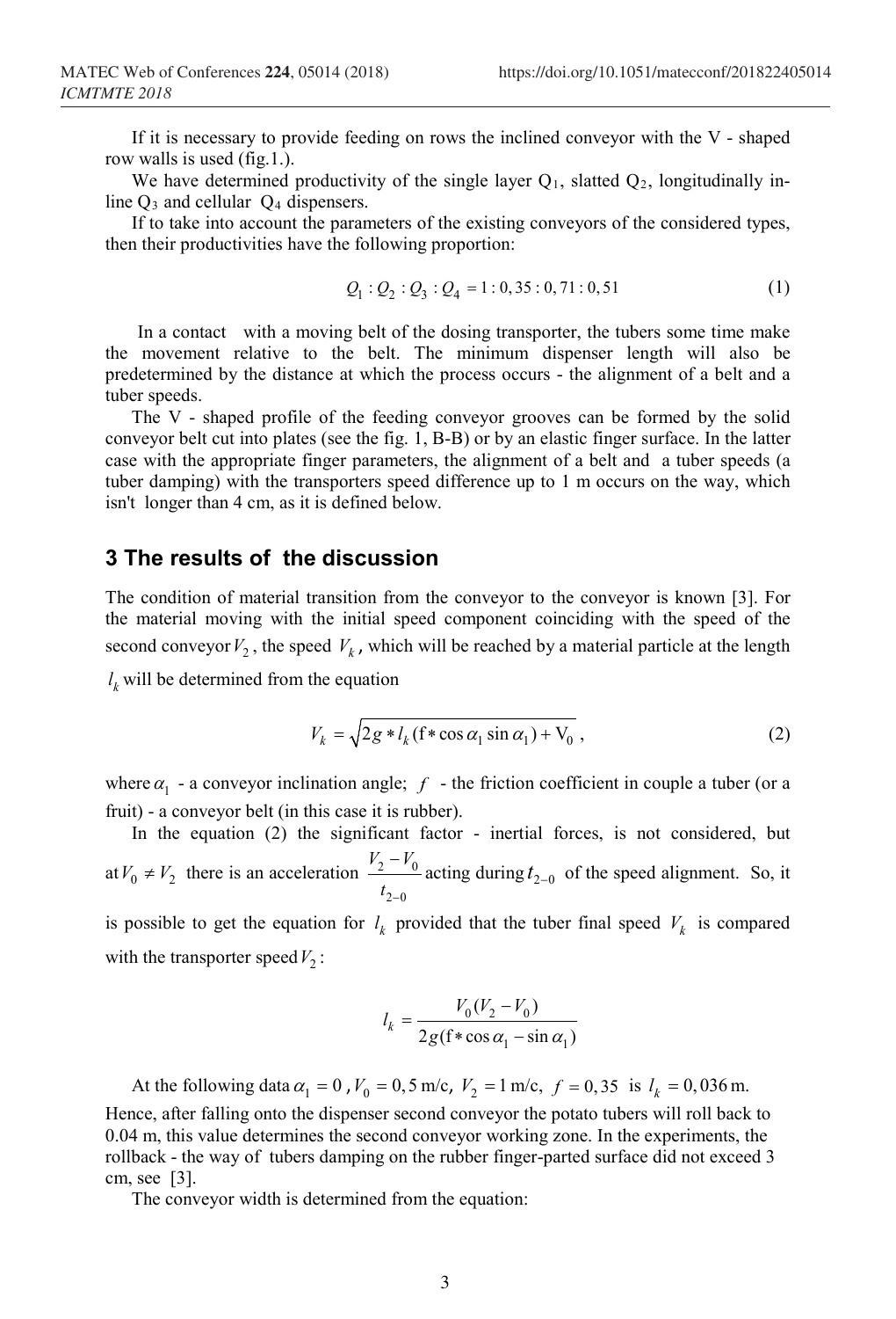If it is necessary to provide feeding on rows the inclined conveyor with the V - shaped row walls is used (fig.1.).

We have determined productivity of the single layer $Q_1$, slatted $Q_2$, longitudinally in-line $Q_3$ and cellular $Q_4$ dispensers.

If to take into account the parameters of the existing conveyors of the considered types, then their productivities have the following proportion:

$$Q_1 : Q_2 : Q_3 : Q_4 = 1 : 0,35 : 0,71 : 0,51 \tag{1}$$

In a contact with a moving belt of the dosing transporter, the tubers some time make the movement relative to the belt. The minimum dispenser length will also be predetermined by the distance at which the process occurs - the alignment of a belt and a tuber speeds.

The V - shaped profile of the feeding conveyor grooves can be formed by the solid conveyor belt cut into plates (see the fig. 1, B-B) or by an elastic finger surface. In the latter case with the appropriate finger parameters, the alignment of a belt and a tuber speeds (a tuber damping) with the transporters speed difference up to 1 m occurs on the way, which isn't longer than 4 cm, as it is defined below.

## 3 The results of the discussion

The condition of material transition from the conveyor to the conveyor is known [3]. For the material moving with the initial speed component coinciding with the speed of the second conveyor $V_2$, the speed $V_k$, which will be reached by a material particle at the length $l_k$ will be determined from the equation

$$V_k = \sqrt{2g * l_k (\mathrm{f} * \cos \alpha_1 \sin \alpha_1) + \mathrm{V}_0}\,, \tag{2}$$

where $\alpha_1$ - a conveyor inclination angle; $f$ - the friction coefficient in couple a tuber (or a fruit) - a conveyor belt (in this case it is rubber).

In the equation (2) the significant factor - inertial forces, is not considered, but at $V_0 \neq V_2$ there is an acceleration $\frac{V_2 - V_0}{t_{2-0}}$ acting during $t_{2-0}$ of the speed alignment. So, it is possible to get the equation for $l_k$ provided that the tuber final speed $V_k$ is compared with the transporter speed $V_2$:

$$l_k = \frac{V_0 (V_2 - V_0)}{2g(\mathrm{f} * \cos \alpha_1 - \sin \alpha_1)}$$

At the following data $\alpha_1 = 0$, $V_0 = 0,5$ m/c, $V_2 = 1$ m/c, $f = 0,35$ is $l_k = 0,036$ m. Hence, after falling onto the dispenser second conveyor the potato tubers will roll back to 0.04 m, this value determines the second conveyor working zone. In the experiments, the rollback - the way of tubers damping on the rubber finger-parted surface did not exceed 3 cm, see [3].

The conveyor width is determined from the equation: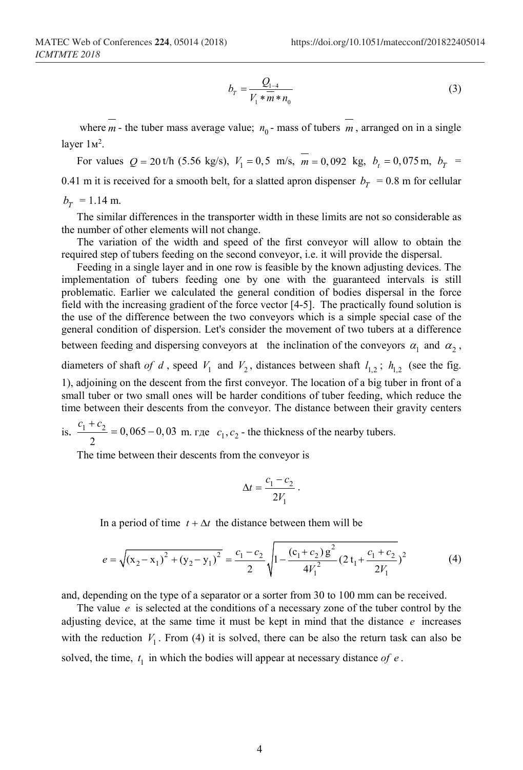$$b_T = \frac{Q_{1-4}}{V_1 * \overline{m} * n_0} \tag{3}$$

where $\overline{m}$ - the tuber mass average value; $n_0$ - mass of tubers $\overline{m}$, arranged on in a single layer 1м².

For values $Q = 20$ t/h (5.56 kg/s), $V_1 = 0,5$ m/s, $\overline{m} = 0,092$ kg, $b_t = 0,075$ m, $b_T$ = 0.41 m it is received for a smooth belt, for a slatted apron dispenser $b_T$ = 0.8 m for cellular $b_T$ = 1.14 m.

The similar differences in the transporter width in these limits are not so considerable as the number of other elements will not change.

The variation of the width and speed of the first conveyor will allow to obtain the required step of tubers feeding on the second conveyor, i.e. it will provide the dispersal.

Feeding in a single layer and in one row is feasible by the known adjusting devices. The implementation of tubers feeding one by one with the guaranteed intervals is still problematic. Earlier we calculated the general condition of bodies dispersal in the force field with the increasing gradient of the force vector [4-5]. The practically found solution is the use of the difference between the two conveyors which is a simple special case of the general condition of dispersion. Let's consider the movement of two tubers at a difference between feeding and dispersing conveyors at the inclination of the conveyors $\alpha_1$ and $\alpha_2$, diameters of shaft *of* $d$, speed $V_1$ and $V_2$, distances between shaft $l_{1,2}$; $h_{1,2}$ (see the fig. 1), adjoining on the descent from the first conveyor. The location of a big tuber in front of a small tuber or two small ones will be harder conditions of tuber feeding, which reduce the time between their descents from the conveyor. The distance between their gravity centers is. $\frac{c_1 + c_2}{2} = 0,065 - 0,03$ m. где $c_1, c_2$ - the thickness of the nearby tubers.

The time between their descents from the conveyor is

$$\Delta t = \frac{c_1 - c_2}{2V_1}.$$

In a period of time $t + \Delta t$ the distance between them will be

$$e = \sqrt{(x_2 - x_1)^2 + (y_2 - y_1)^2} = \frac{c_1 - c_2}{2}\sqrt{1 - \frac{(c_1 + c_2)\,g^2}{4V_1^2}(2\,t_1 + \frac{c_1 + c_2}{2V_1})^2} \tag{4}$$

and, depending on the type of a separator or a sorter from 30 to 100 mm can be received.

The value $e$ is selected at the conditions of a necessary zone of the tuber control by the adjusting device, at the same time it must be kept in mind that the distance $e$ increases with the reduction $V_1$. From (4) it is solved, there can be also the return task can also be solved, the time, $t_1$ in which the bodies will appear at necessary distance *of* $e$.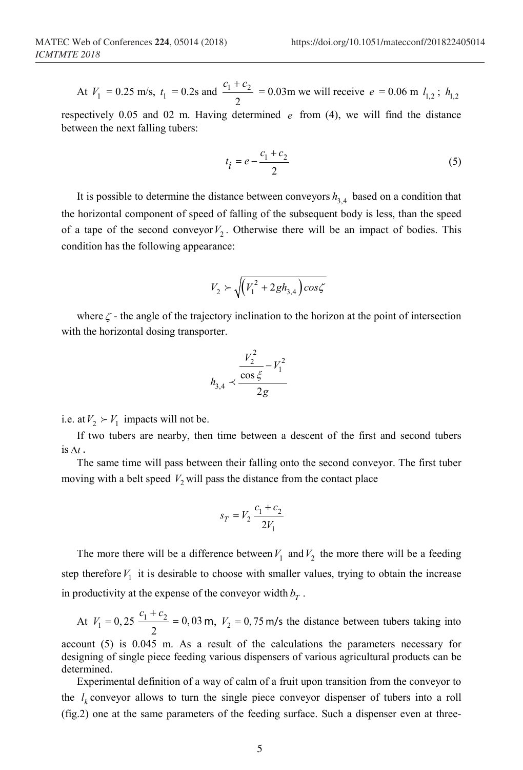At $V_1$ = 0.25 m/s, $t_1$ = 0.2s and $\frac{c_1+c_2}{2}$ = 0.03m we will receive $e$ = 0.06 m $l_{1,2}$ ; $h_{1,2}$ respectively 0.05 and 02 m. Having determined $e$ from (4), we will find the distance between the next falling tubers:

$$t_i = e - \frac{c_1+c_2}{2} \tag{5}$$

It is possible to determine the distance between conveyors $h_{3,4}$ based on a condition that the horizontal component of speed of falling of the subsequent body is less, than the speed of a tape of the second conveyor $V_2$. Otherwise there will be an impact of bodies. This condition has the following appearance:

$$V_2 \succ \sqrt{\left(V_1^2 + 2gh_{3,4}\right)cos\zeta}$$

where $\zeta$ - the angle of the trajectory inclination to the horizon at the point of intersection with the horizontal dosing transporter.

$$h_{3,4} \prec \frac{\frac{V_2^2}{\cos\xi} - V_1^2}{2g}$$

i.e. at $V_2 \succ V_1$ impacts will not be.

If two tubers are nearby, then time between a descent of the first and second tubers is $\Delta t$.

The same time will pass between their falling onto the second conveyor. The first tuber moving with a belt speed $V_2$ will pass the distance from the contact place

$$s_T = V_2 \frac{c_1+c_2}{2V_1}$$

The more there will be a difference between $V_1$ and $V_2$ the more there will be a feeding step therefore $V_1$ it is desirable to choose with smaller values, trying to obtain the increase in productivity at the expense of the conveyor width $b_T$.

At $V_1 = 0,25$ $\frac{c_1+c_2}{2} = 0,03$ m, $V_2 = 0,75$ m/s the distance between tubers taking into account (5) is 0.045 m. As a result of the calculations the parameters necessary for designing of single piece feeding various dispensers of various agricultural products can be determined.

Experimental definition of a way of calm of a fruit upon transition from the conveyor to the $l_k$ conveyor allows to turn the single piece conveyor dispenser of tubers into a roll (fig.2) one at the same parameters of the feeding surface. Such a dispenser even at three-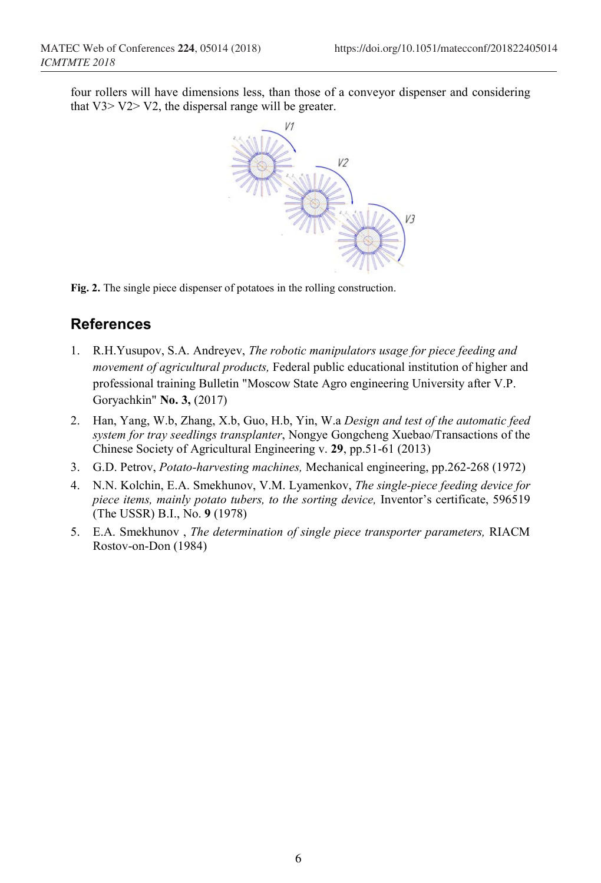four rollers will have dimensions less, than those of a conveyor dispenser and considering that V3> V2> V2, the dispersal range will be greater.

V1

V2

V3

**Fig. 2.** The single piece dispenser of potatoes in the rolling construction.

## References

1. R.H.Yusupov, S.A. Andreyev, *The robotic manipulators usage for piece feeding and movement of agricultural products,* Federal public educational institution of higher and professional training Bulletin "Moscow State Agro engineering University after V.P. Goryachkin" **No. 3,** (2017)
2. Han, Yang, W.b, Zhang, X.b, Guo, H.b, Yin, W.a *Design and test of the automatic feed system for tray seedlings transplanter*, Nongye Gongcheng Xuebao/Transactions of the Chinese Society of Agricultural Engineering v. **29**, pp.51-61 (2013)
3. G.D. Petrov, *Potato-harvesting machines,* Mechanical engineering, pp.262-268 (1972)
4. N.N. Kolchin, E.A. Smekhunov, V.M. Lyamenkov, *The single-piece feeding device for piece items, mainly potato tubers, to the sorting device,* Inventor's certificate, 596519 (The USSR) B.I., No. **9** (1978)
5. E.A. Smekhunov , *The determination of single piece transporter parameters,* RIACM Rostov-on-Don (1984)